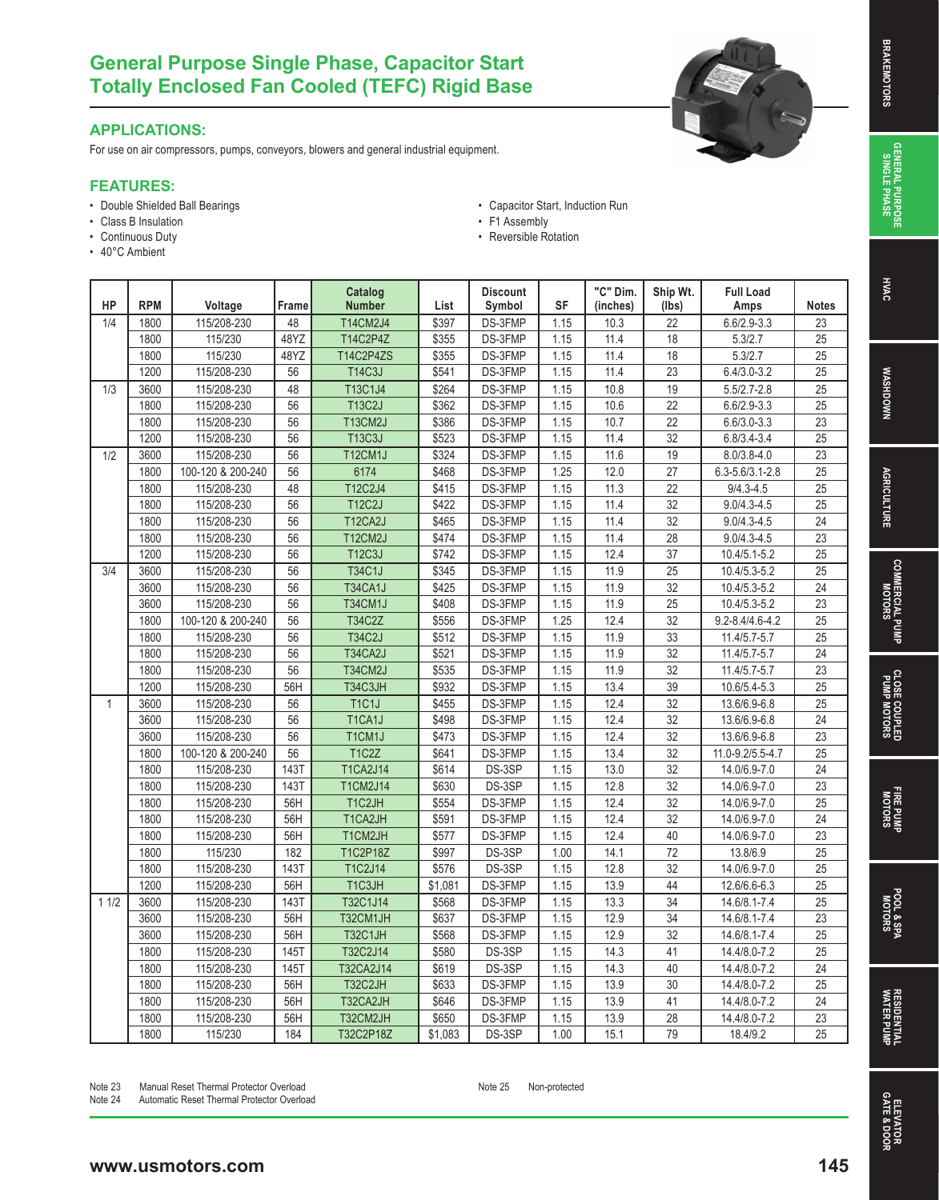# General Purpose Single Phase, Capacitor Start Totally Enclosed Fan Cooled (TEFC) Rigid Base

## APPLICATIONS:

For use on air compressors, pumps, conveyors, blowers and general industrial equipment.

## FEATURES:

- Double Shielded Ball Bearings
- Class B Insulation
- Continuous Duty
- 40°C Ambient
- Capacitor Start, Induction Run
- F1 Assembly
- Reversible Rotation

| HP | RPM | Voltage | Frame | Catalog Number | List | Discount Symbol | SF | "C" Dim. (inches) | Ship Wt. (lbs) | Full Load Amps | Notes |
|---|---|---|---|---|---|---|---|---|---|---|---|
| 1/4 | 1800 | 115/208-230 | 48 | T14CM2J4 | $397 | DS-3FMP | 1.15 | 10.3 | 22 | 6.6/2.9-3.3 | 23 |
| | 1800 | 115/230 | 48YZ | T14C2P4Z | $355 | DS-3FMP | 1.15 | 11.4 | 18 | 5.3/2.7 | 25 |
| | 1800 | 115/230 | 48YZ | T14C2P4ZS | $355 | DS-3FMP | 1.15 | 11.4 | 18 | 5.3/2.7 | 25 |
| | 1200 | 115/208-230 | 56 | T14C3J | $541 | DS-3FMP | 1.15 | 11.4 | 23 | 6.4/3.0-3.2 | 25 |
| 1/3 | 3600 | 115/208-230 | 48 | T13C1J4 | $264 | DS-3FMP | 1.15 | 10.8 | 19 | 5.5/2.7-2.8 | 25 |
| | 1800 | 115/208-230 | 56 | T13C2J | $362 | DS-3FMP | 1.15 | 10.6 | 22 | 6.6/2.9-3.3 | 25 |
| | 1800 | 115/208-230 | 56 | T13CM2J | $386 | DS-3FMP | 1.15 | 10.7 | 22 | 6.6/3.0-3.3 | 23 |
| | 1200 | 115/208-230 | 56 | T13C3J | $523 | DS-3FMP | 1.15 | 11.4 | 32 | 6.8/3.4-3.4 | 25 |
| 1/2 | 3600 | 115/208-230 | 56 | T12CM1J | $324 | DS-3FMP | 1.15 | 11.6 | 19 | 8.0/3.8-4.0 | 23 |
| | 1800 | 100-120 & 200-240 | 56 | 6174 | $468 | DS-3FMP | 1.25 | 12.0 | 27 | 6.3-5.6/3.1-2.8 | 25 |
| | 1800 | 115/208-230 | 48 | T12C2J4 | $415 | DS-3FMP | 1.15 | 11.3 | 22 | 9/4.3-4.5 | 25 |
| | 1800 | 115/208-230 | 56 | T12C2J | $422 | DS-3FMP | 1.15 | 11.4 | 32 | 9.0/4.3-4.5 | 25 |
| | 1800 | 115/208-230 | 56 | T12CA2J | $465 | DS-3FMP | 1.15 | 11.4 | 32 | 9.0/4.3-4.5 | 24 |
| | 1800 | 115/208-230 | 56 | T12CM2J | $474 | DS-3FMP | 1.15 | 11.4 | 28 | 9.0/4.3-4.5 | 23 |
| | 1200 | 115/208-230 | 56 | T12C3J | $742 | DS-3FMP | 1.15 | 12.4 | 37 | 10.4/5.1-5.2 | 25 |
| 3/4 | 3600 | 115/208-230 | 56 | T34C1J | $345 | DS-3FMP | 1.15 | 11.9 | 25 | 10.4/5.3-5.2 | 25 |
| | 3600 | 115/208-230 | 56 | T34CA1J | $425 | DS-3FMP | 1.15 | 11.9 | 32 | 10.4/5.3-5.2 | 24 |
| | 3600 | 115/208-230 | 56 | T34CM1J | $408 | DS-3FMP | 1.15 | 11.9 | 25 | 10.4/5.3-5.2 | 23 |
| | 1800 | 100-120 & 200-240 | 56 | T34C2Z | $556 | DS-3FMP | 1.25 | 12.4 | 32 | 9.2-8.4/4.6-4.2 | 25 |
| | 1800 | 115/208-230 | 56 | T34C2J | $512 | DS-3FMP | 1.15 | 11.9 | 33 | 11.4/5.7-5.7 | 25 |
| | 1800 | 115/208-230 | 56 | T34CA2J | $521 | DS-3FMP | 1.15 | 11.9 | 32 | 11.4/5.7-5.7 | 24 |
| | 1800 | 115/208-230 | 56 | T34CM2J | $535 | DS-3FMP | 1.15 | 11.9 | 32 | 11.4/5.7-5.7 | 23 |
| | 1200 | 115/208-230 | 56H | T34C3JH | $932 | DS-3FMP | 1.15 | 13.4 | 39 | 10.6/5.4-5.3 | 25 |
| 1 | 3600 | 115/208-230 | 56 | T1C1J | $455 | DS-3FMP | 1.15 | 12.4 | 32 | 13.6/6.9-6.8 | 25 |
| | 3600 | 115/208-230 | 56 | T1CA1J | $498 | DS-3FMP | 1.15 | 12.4 | 32 | 13.6/6.9-6.8 | 24 |
| | 3600 | 115/208-230 | 56 | T1CM1J | $473 | DS-3FMP | 1.15 | 12.4 | 32 | 13.6/6.9-6.8 | 23 |
| | 1800 | 100-120 & 200-240 | 56 | T1C2Z | $641 | DS-3FMP | 1.15 | 13.4 | 32 | 11.0-9.2/5.5-4.7 | 25 |
| | 1800 | 115/208-230 | 143T | T1CA2J14 | $614 | DS-3SP | 1.15 | 13.0 | 32 | 14.0/6.9-7.0 | 24 |
| | 1800 | 115/208-230 | 143T | T1CM2J14 | $630 | DS-3SP | 1.15 | 12.8 | 32 | 14.0/6.9-7.0 | 23 |
| | 1800 | 115/208-230 | 56H | T1C2JH | $554 | DS-3FMP | 1.15 | 12.4 | 32 | 14.0/6.9-7.0 | 25 |
| | 1800 | 115/208-230 | 56H | T1CA2JH | $591 | DS-3FMP | 1.15 | 12.4 | 32 | 14.0/6.9-7.0 | 24 |
| | 1800 | 115/208-230 | 56H | T1CM2JH | $577 | DS-3FMP | 1.15 | 12.4 | 40 | 14.0/6.9-7.0 | 23 |
| | 1800 | 115/230 | 182 | T1C2P18Z | $997 | DS-3SP | 1.00 | 14.1 | 72 | 13.8/6.9 | 25 |
| | 1800 | 115/208-230 | 143T | T1C2J14 | $576 | DS-3SP | 1.15 | 12.8 | 32 | 14.0/6.9-7.0 | 25 |
| | 1200 | 115/208-230 | 56H | T1C3JH | $1,081 | DS-3FMP | 1.15 | 13.9 | 44 | 12.6/6.6-6.3 | 25 |
| 1 1/2 | 3600 | 115/208-230 | 143T | T32C1J14 | $568 | DS-3FMP | 1.15 | 13.3 | 34 | 14.6/8.1-7.4 | 25 |
| | 3600 | 115/208-230 | 56H | T32CM1JH | $637 | DS-3FMP | 1.15 | 12.9 | 34 | 14.6/8.1-7.4 | 23 |
| | 3600 | 115/208-230 | 56H | T32C1JH | $568 | DS-3FMP | 1.15 | 12.9 | 32 | 14.6/8.1-7.4 | 25 |
| | 1800 | 115/208-230 | 145T | T32C2J14 | $580 | DS-3SP | 1.15 | 14.3 | 41 | 14.4/8.0-7.2 | 25 |
| | 1800 | 115/208-230 | 145T | T32CA2J14 | $619 | DS-3SP | 1.15 | 14.3 | 40 | 14.4/8.0-7.2 | 24 |
| | 1800 | 115/208-230 | 56H | T32C2JH | $633 | DS-3FMP | 1.15 | 13.9 | 30 | 14.4/8.0-7.2 | 25 |
| | 1800 | 115/208-230 | 56H | T32CA2JH | $646 | DS-3FMP | 1.15 | 13.9 | 41 | 14.4/8.0-7.2 | 24 |
| | 1800 | 115/208-230 | 56H | T32CM2JH | $650 | DS-3FMP | 1.15 | 13.9 | 28 | 14.4/8.0-7.2 | 23 |
| | 1800 | 115/230 | 184 | T32C2P18Z | $1,083 | DS-3SP | 1.00 | 15.1 | 79 | 18.4/9.2 | 25 |

Note 23 Manual Reset Thermal Protector Overload
Note 24 Automatic Reset Thermal Protector Overload
Note 25 Non-protected

www.usmotors.com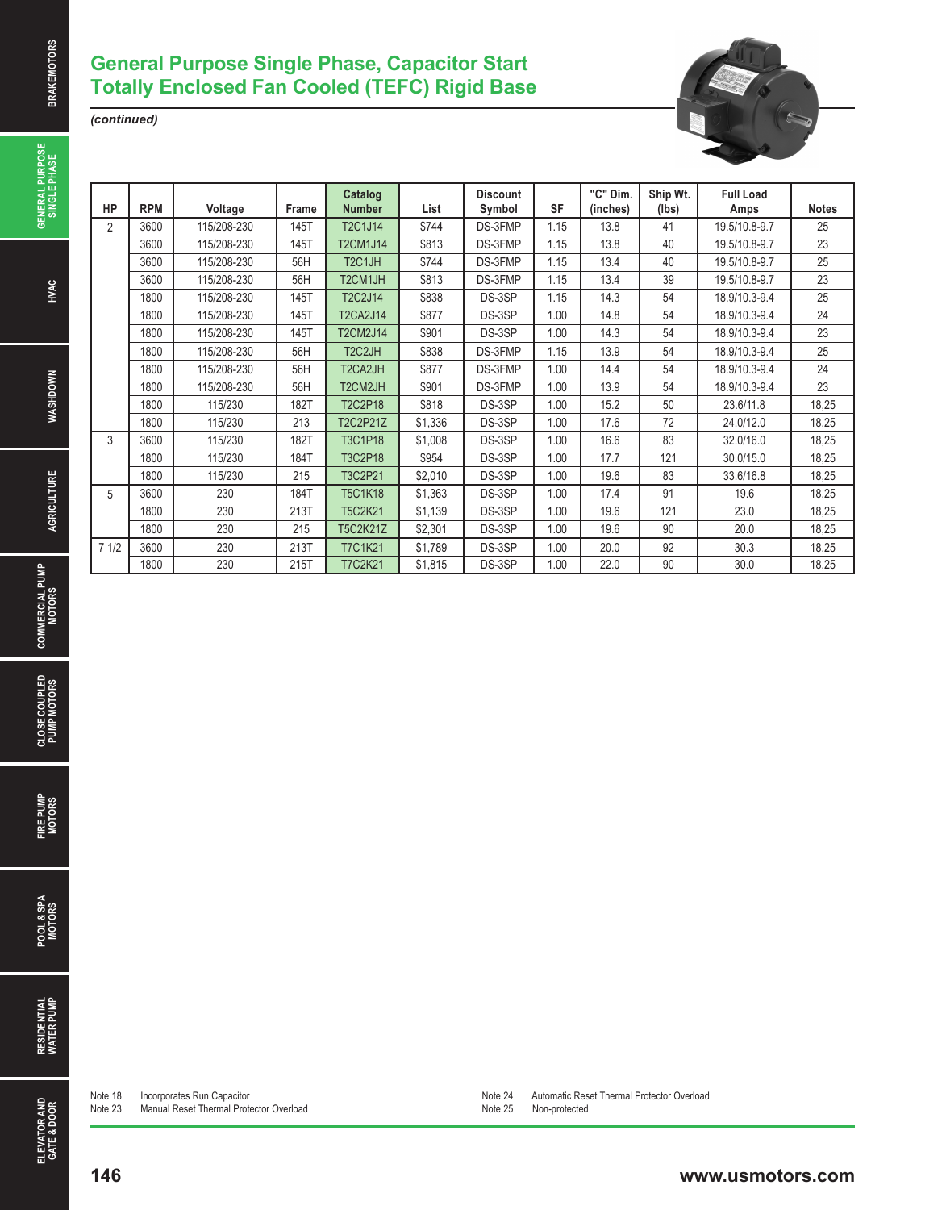# General Purpose Single Phase, Capacitor Start Totally Enclosed Fan Cooled (TEFC) Rigid Base

*(continued)*

| HP | RPM | Voltage | Frame | Catalog Number | List | Discount Symbol | SF | "C" Dim. (inches) | Ship Wt. (lbs) | Full Load Amps | Notes |
|---|---|---|---|---|---|---|---|---|---|---|---|
| 2 | 3600 | 115/208-230 | 145T | T2C1J14 | $744 | DS-3FMP | 1.15 | 13.8 | 41 | 19.5/10.8-9.7 | 25 |
| | 3600 | 115/208-230 | 145T | T2CM1J14 | $813 | DS-3FMP | 1.15 | 13.8 | 40 | 19.5/10.8-9.7 | 23 |
| | 3600 | 115/208-230 | 56H | T2C1JH | $744 | DS-3FMP | 1.15 | 13.4 | 40 | 19.5/10.8-9.7 | 25 |
| | 3600 | 115/208-230 | 56H | T2CM1JH | $813 | DS-3FMP | 1.15 | 13.4 | 39 | 19.5/10.8-9.7 | 23 |
| | 1800 | 115/208-230 | 145T | T2C2J14 | $838 | DS-3SP | 1.15 | 14.3 | 54 | 18.9/10.3-9.4 | 25 |
| | 1800 | 115/208-230 | 145T | T2CA2J14 | $877 | DS-3SP | 1.00 | 14.8 | 54 | 18.9/10.3-9.4 | 24 |
| | 1800 | 115/208-230 | 145T | T2CM2J14 | $901 | DS-3SP | 1.00 | 14.3 | 54 | 18.9/10.3-9.4 | 23 |
| | 1800 | 115/208-230 | 56H | T2C2JH | $838 | DS-3FMP | 1.15 | 13.9 | 54 | 18.9/10.3-9.4 | 25 |
| | 1800 | 115/208-230 | 56H | T2CA2JH | $877 | DS-3FMP | 1.00 | 14.4 | 54 | 18.9/10.3-9.4 | 24 |
| | 1800 | 115/208-230 | 56H | T2CM2JH | $901 | DS-3FMP | 1.00 | 13.9 | 54 | 18.9/10.3-9.4 | 23 |
| | 1800 | 115/230 | 182T | T2C2P18 | $818 | DS-3SP | 1.00 | 15.2 | 50 | 23.6/11.8 | 18,25 |
| | 1800 | 115/230 | 213 | T2C2P21Z | $1,336 | DS-3SP | 1.00 | 17.6 | 72 | 24.0/12.0 | 18,25 |
| 3 | 3600 | 115/230 | 182T | T3C1P18 | $1,008 | DS-3SP | 1.00 | 16.6 | 83 | 32.0/16.0 | 18,25 |
| | 1800 | 115/230 | 184T | T3C2P18 | $954 | DS-3SP | 1.00 | 17.7 | 121 | 30.0/15.0 | 18,25 |
| | 1800 | 115/230 | 215 | T3C2P21 | $2,010 | DS-3SP | 1.00 | 19.6 | 83 | 33.6/16.8 | 18,25 |
| 5 | 3600 | 230 | 184T | T5C1K18 | $1,363 | DS-3SP | 1.00 | 17.4 | 91 | 19.6 | 18,25 |
| | 1800 | 230 | 213T | T5C2K21 | $1,139 | DS-3SP | 1.00 | 19.6 | 121 | 23.0 | 18,25 |
| | 1800 | 230 | 215 | T5C2K21Z | $2,301 | DS-3SP | 1.00 | 19.6 | 90 | 20.0 | 18,25 |
| 7 1/2 | 3600 | 230 | 213T | T7C1K21 | $1,789 | DS-3SP | 1.00 | 20.0 | 92 | 30.3 | 18,25 |
| | 1800 | 230 | 215T | T7C2K21 | $1,815 | DS-3SP | 1.00 | 22.0 | 90 | 30.0 | 18,25 |

Note 18 Incorporates Run Capacitor
Note 23 Manual Reset Thermal Protector Overload
Note 24 Automatic Reset Thermal Protector Overload
Note 25 Non-protected